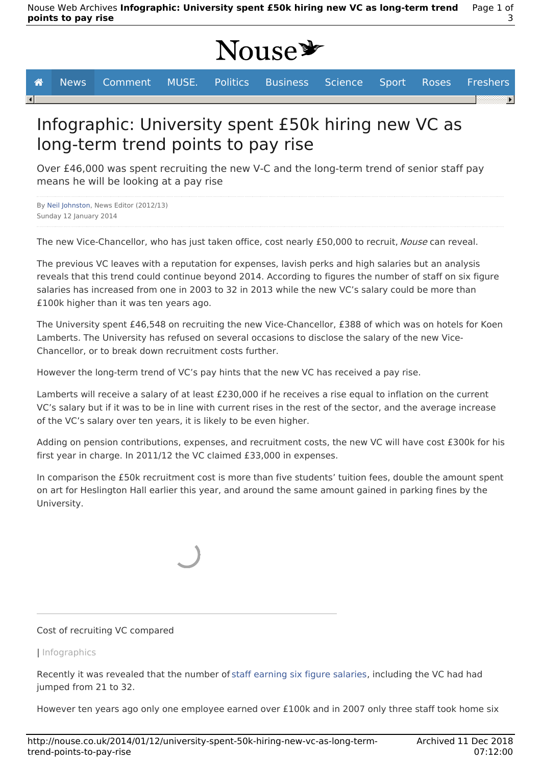# Infographic: University spent £50k hiring new VC as long-term trend points to pay rise

Over £46,000 was spent recruiting the new V-C and the long-term trend of senior staff pay means he will be looking at a pay rise

By Neil Johnston, News Editor (2012/13)
Sunday 12 January 2014

The new Vice-Chancellor, who has just taken office, cost nearly £50,000 to recruit, *Nouse* can reveal.

The previous VC leaves with a reputation for expenses, lavish perks and high salaries but an analysis reveals that this trend could continue beyond 2014. According to figures the number of staff on six figure salaries has increased from one in 2003 to 32 in 2013 while the new VC's salary could be more than £100k higher than it was ten years ago.

The University spent £46,548 on recruiting the new Vice-Chancellor, £388 of which was on hotels for Koen Lamberts. The University has refused on several occasions to disclose the salary of the new Vice-Chancellor, or to break down recruitment costs further.

However the long-term trend of VC's pay hints that the new VC has received a pay rise.

Lamberts will receive a salary of at least £230,000 if he receives a rise equal to inflation on the current VC's salary but if it was to be in line with current rises in the rest of the sector, and the average increase of the VC's salary over ten years, it is likely to be even higher.

Adding on pension contributions, expenses, and recruitment costs, the new VC will have cost £300k for his first year in charge. In 2011/12 the VC claimed £33,000 in expenses.

In comparison the £50k recruitment cost is more than five students' tuition fees, double the amount spent on art for Heslington Hall earlier this year, and around the same amount gained in parking fines by the University.

Cost of recruiting VC compared

| Infographics

Recently it was revealed that the number of staff earning six figure salaries, including the VC had had jumped from 21 to 32.

However ten years ago only one employee earned over £100k and in 2007 only three staff took home six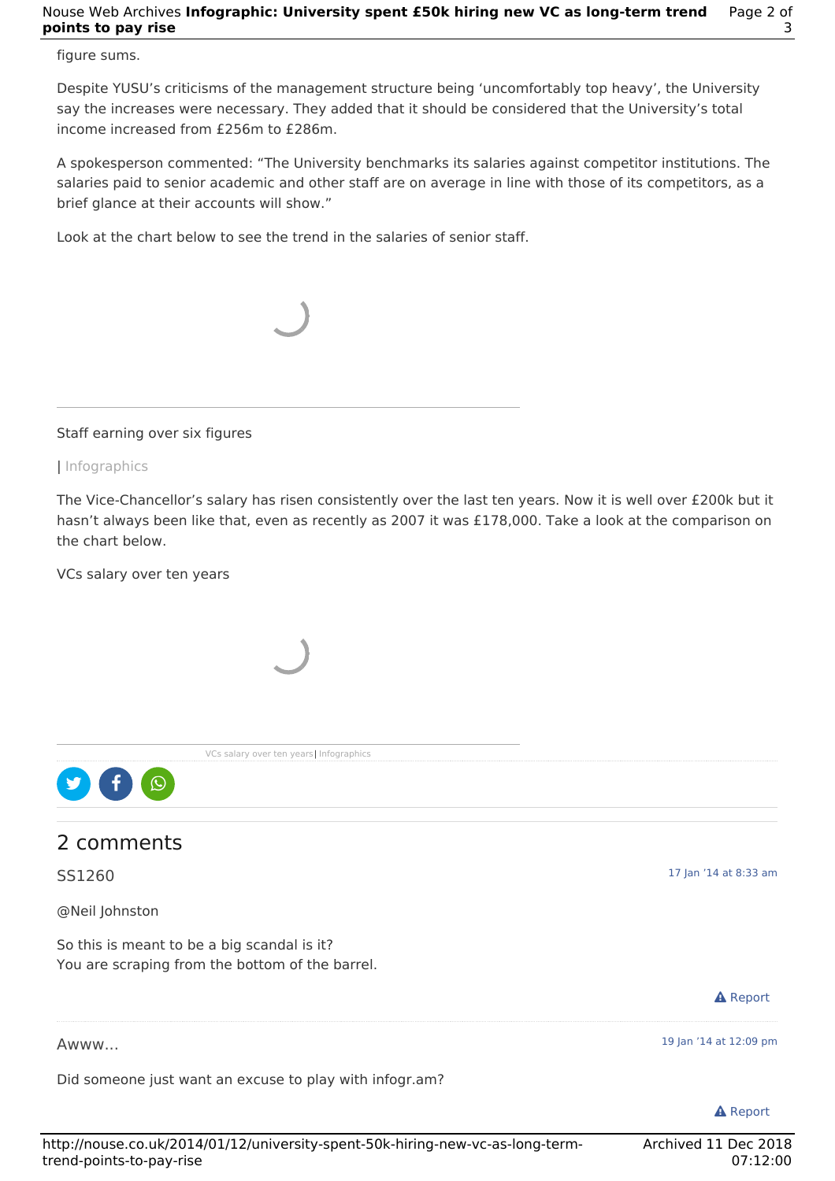figure sums.

Despite YUSU's criticisms of the management structure being 'uncomfortably top heavy', the University say the increases were necessary. They added that it should be considered that the University's total income increased from £256m to £286m.

A spokesperson commented: "The University benchmarks its salaries against competitor institutions. The salaries paid to senior academic and other staff are on average in line with those of its competitors, as a brief glance at their accounts will show."

Look at the chart below to see the trend in the salaries of senior staff.

Staff earning over six figures

| Infographics

The Vice-Chancellor's salary has risen consistently over the last ten years. Now it is well over £200k but it hasn't always been like that, even as recently as 2007 it was £178,000. Take a look at the comparison on the chart below.

VCs salary over ten years

VCs salary over ten years | Infographics

## 2 comments

SS1260 — 17 Jan '14 at 8:33 am

@Neil Johnston

So this is meant to be a big scandal is it?
You are scraping from the bottom of the barrel.

Report

Awww... — 19 Jan '14 at 12:09 pm

Did someone just want an excuse to play with infogr.am?

Report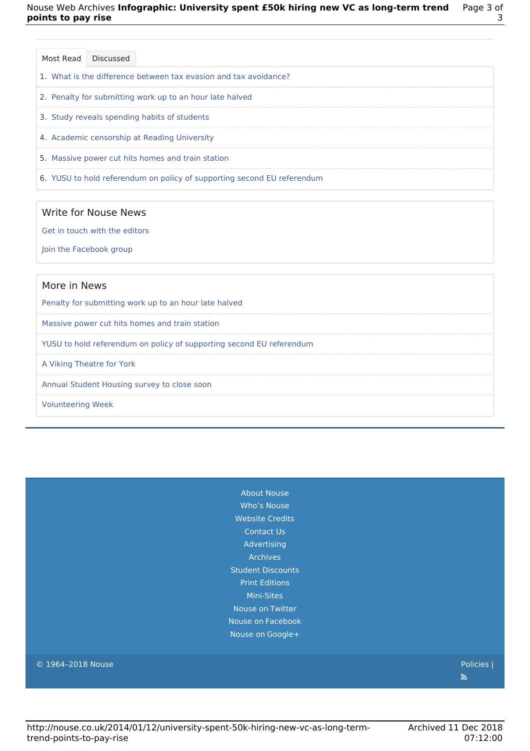Most Read | Discussed

1. What is the difference between tax evasion and tax avoidance?
2. Penalty for submitting work up to an hour late halved
3. Study reveals spending habits of students
4. Academic censorship at Reading University
5. Massive power cut hits homes and train station
6. YUSU to hold referendum on policy of supporting second EU referendum

## Write for Nouse News

Get in touch with the editors

Join the Facebook group

## More in News

Penalty for submitting work up to an hour late halved

Massive power cut hits homes and train station

YUSU to hold referendum on policy of supporting second EU referendum

A Viking Theatre for York

Annual Student Housing survey to close soon

Volunteering Week

About Nouse
Who's Nouse
Website Credits
Contact Us
Advertising
Archives
Student Discounts
Print Editions
Mini-Sites
Nouse on Twitter
Nouse on Facebook
Nouse on Google+

© 1964–2018 Nouse

Policies |